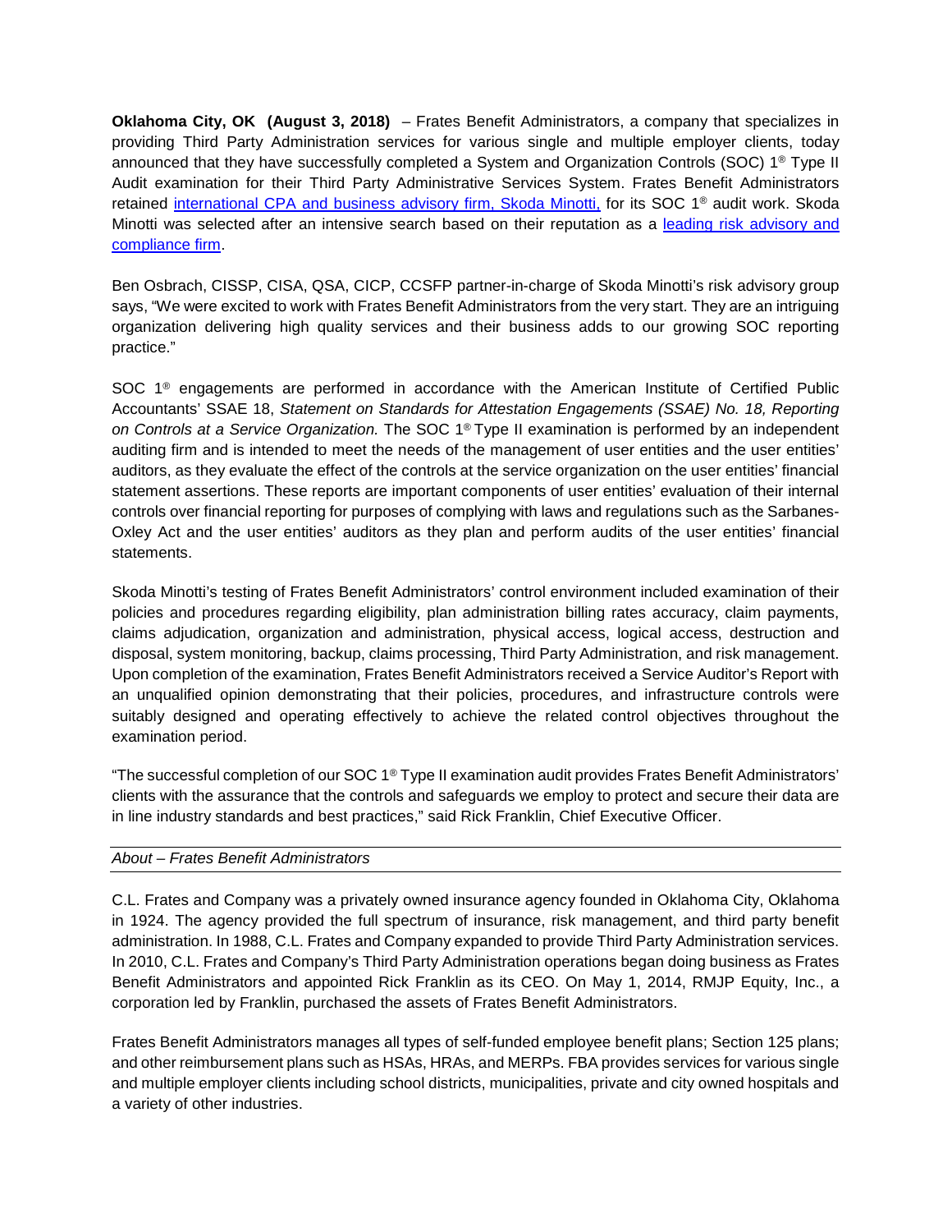**Oklahoma City, OK (August 3, 2018)** – Frates Benefit Administrators, a company that specializes in providing Third Party Administration services for various single and multiple employer clients, today announced that they have successfully completed a System and Organization Controls (SOC) 1® Type II Audit examination for their Third Party Administrative Services System. Frates Benefit Administrators retained international CPA and business advisory firm, Skoda Minotti, for its SOC 1® audit work. Skoda Minotti was selected after an intensive search based on their reputation as a leading risk advisory and compliance firm.

Ben Osbrach, CISSP, CISA, QSA, CICP, CCSFP partner-in-charge of Skoda Minotti's risk advisory group says, "We were excited to work with Frates Benefit Administrators from the very start. They are an intriguing organization delivering high quality services and their business adds to our growing SOC reporting practice."

SOC 1® engagements are performed in accordance with the American Institute of Certified Public Accountants' SSAE 18, *Statement on Standards for Attestation Engagements (SSAE) No. 18, Reporting on Controls at a Service Organization.* The SOC 1® Type II examination is performed by an independent auditing firm and is intended to meet the needs of the management of user entities and the user entities' auditors, as they evaluate the effect of the controls at the service organization on the user entities' financial statement assertions. These reports are important components of user entities' evaluation of their internal controls over financial reporting for purposes of complying with laws and regulations such as the Sarbanes-Oxley Act and the user entities' auditors as they plan and perform audits of the user entities' financial statements.

Skoda Minotti's testing of Frates Benefit Administrators' control environment included examination of their policies and procedures regarding eligibility, plan administration billing rates accuracy, claim payments, claims adjudication, organization and administration, physical access, logical access, destruction and disposal, system monitoring, backup, claims processing, Third Party Administration, and risk management. Upon completion of the examination, Frates Benefit Administrators received a Service Auditor's Report with an unqualified opinion demonstrating that their policies, procedures, and infrastructure controls were suitably designed and operating effectively to achieve the related control objectives throughout the examination period.

"The successful completion of our SOC 1® Type II examination audit provides Frates Benefit Administrators' clients with the assurance that the controls and safeguards we employ to protect and secure their data are in line industry standards and best practices," said Rick Franklin, Chief Executive Officer.

---

*About – Frates Benefit Administrators*

---

C.L. Frates and Company was a privately owned insurance agency founded in Oklahoma City, Oklahoma in 1924. The agency provided the full spectrum of insurance, risk management, and third party benefit administration. In 1988, C.L. Frates and Company expanded to provide Third Party Administration services. In 2010, C.L. Frates and Company's Third Party Administration operations began doing business as Frates Benefit Administrators and appointed Rick Franklin as its CEO. On May 1, 2014, RMJP Equity, Inc., a corporation led by Franklin, purchased the assets of Frates Benefit Administrators.

Frates Benefit Administrators manages all types of self-funded employee benefit plans; Section 125 plans; and other reimbursement plans such as HSAs, HRAs, and MERPs. FBA provides services for various single and multiple employer clients including school districts, municipalities, private and city owned hospitals and a variety of other industries.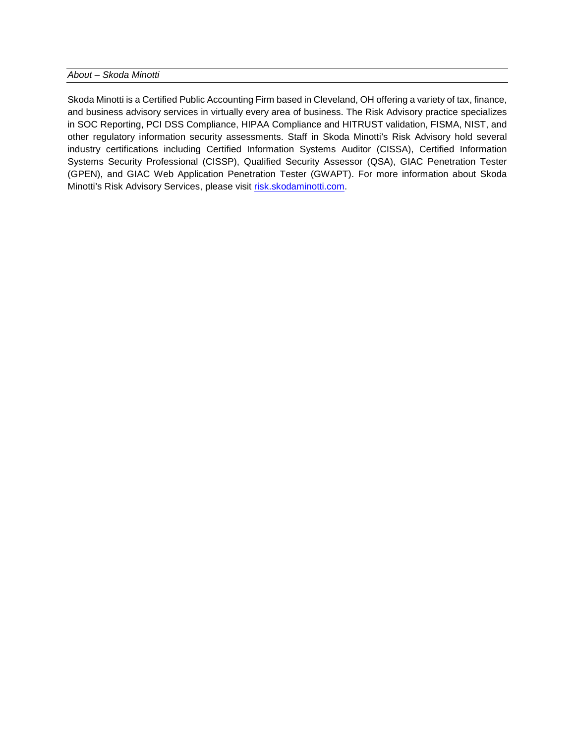*About – Skoda Minotti*

Skoda Minotti is a Certified Public Accounting Firm based in Cleveland, OH offering a variety of tax, finance, and business advisory services in virtually every area of business. The Risk Advisory practice specializes in SOC Reporting, PCI DSS Compliance, HIPAA Compliance and HITRUST validation, FISMA, NIST, and other regulatory information security assessments. Staff in Skoda Minotti's Risk Advisory hold several industry certifications including Certified Information Systems Auditor (CISSA), Certified Information Systems Security Professional (CISSP), Qualified Security Assessor (QSA), GIAC Penetration Tester (GPEN), and GIAC Web Application Penetration Tester (GWAPT). For more information about Skoda Minotti's Risk Advisory Services, please visit [risk.skodaminotti.com](http://risk.skodaminotti.com).